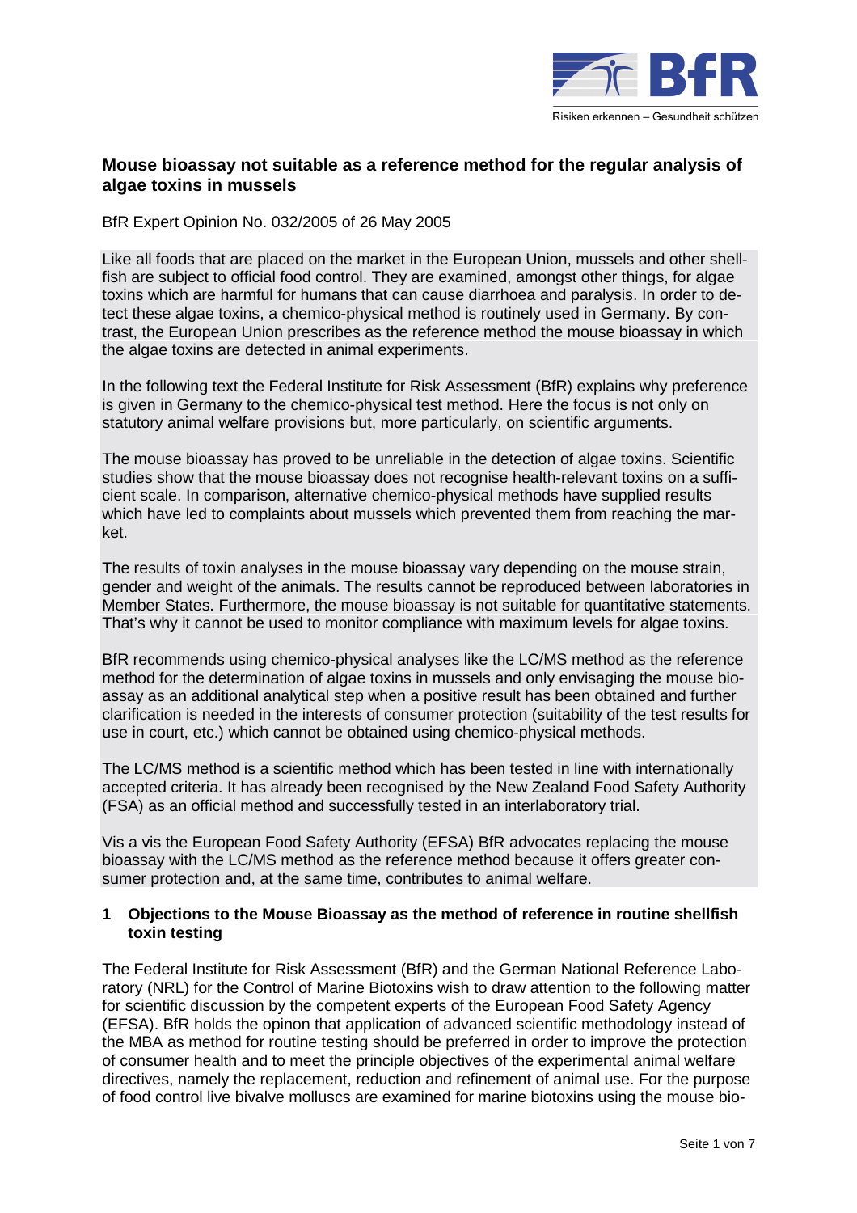## Mouse bioassay not suitable as a reference method for the regular analysis of algae toxins in mussels

BfR Expert Opinion No. 032/2005 of 26 May 2005

Like all foods that are placed on the market in the European Union, mussels and other shellfish are subject to official food control. They are examined, amongst other things, for algae toxins which are harmful for humans that can cause diarrhoea and paralysis. In order to detect these algae toxins, a chemico-physical method is routinely used in Germany. By contrast, the European Union prescribes as the reference method the mouse bioassay in which the algae toxins are detected in animal experiments.

In the following text the Federal Institute for Risk Assessment (BfR) explains why preference is given in Germany to the chemico-physical test method. Here the focus is not only on statutory animal welfare provisions but, more particularly, on scientific arguments.

The mouse bioassay has proved to be unreliable in the detection of algae toxins. Scientific studies show that the mouse bioassay does not recognise health-relevant toxins on a sufficient scale. In comparison, alternative chemico-physical methods have supplied results which have led to complaints about mussels which prevented them from reaching the market.

The results of toxin analyses in the mouse bioassay vary depending on the mouse strain, gender and weight of the animals. The results cannot be reproduced between laboratories in Member States. Furthermore, the mouse bioassay is not suitable for quantitative statements. That's why it cannot be used to monitor compliance with maximum levels for algae toxins.

BfR recommends using chemico-physical analyses like the LC/MS method as the reference method for the determination of algae toxins in mussels and only envisaging the mouse bioassay as an additional analytical step when a positive result has been obtained and further clarification is needed in the interests of consumer protection (suitability of the test results for use in court, etc.) which cannot be obtained using chemico-physical methods.

The LC/MS method is a scientific method which has been tested in line with internationally accepted criteria. It has already been recognised by the New Zealand Food Safety Authority (FSA) as an official method and successfully tested in an interlaboratory trial.

Vis a vis the European Food Safety Authority (EFSA) BfR advocates replacing the mouse bioassay with the LC/MS method as the reference method because it offers greater consumer protection and, at the same time, contributes to animal welfare.

### 1 Objections to the Mouse Bioassay as the method of reference in routine shellfish toxin testing

The Federal Institute for Risk Assessment (BfR) and the German National Reference Laboratory (NRL) for the Control of Marine Biotoxins wish to draw attention to the following matter for scientific discussion by the competent experts of the European Food Safety Agency (EFSA). BfR holds the opinon that application of advanced scientific methodology instead of the MBA as method for routine testing should be preferred in order to improve the protection of consumer health and to meet the principle objectives of the experimental animal welfare directives, namely the replacement, reduction and refinement of animal use. For the purpose of food control live bivalve molluscs are examined for marine biotoxins using the mouse bio-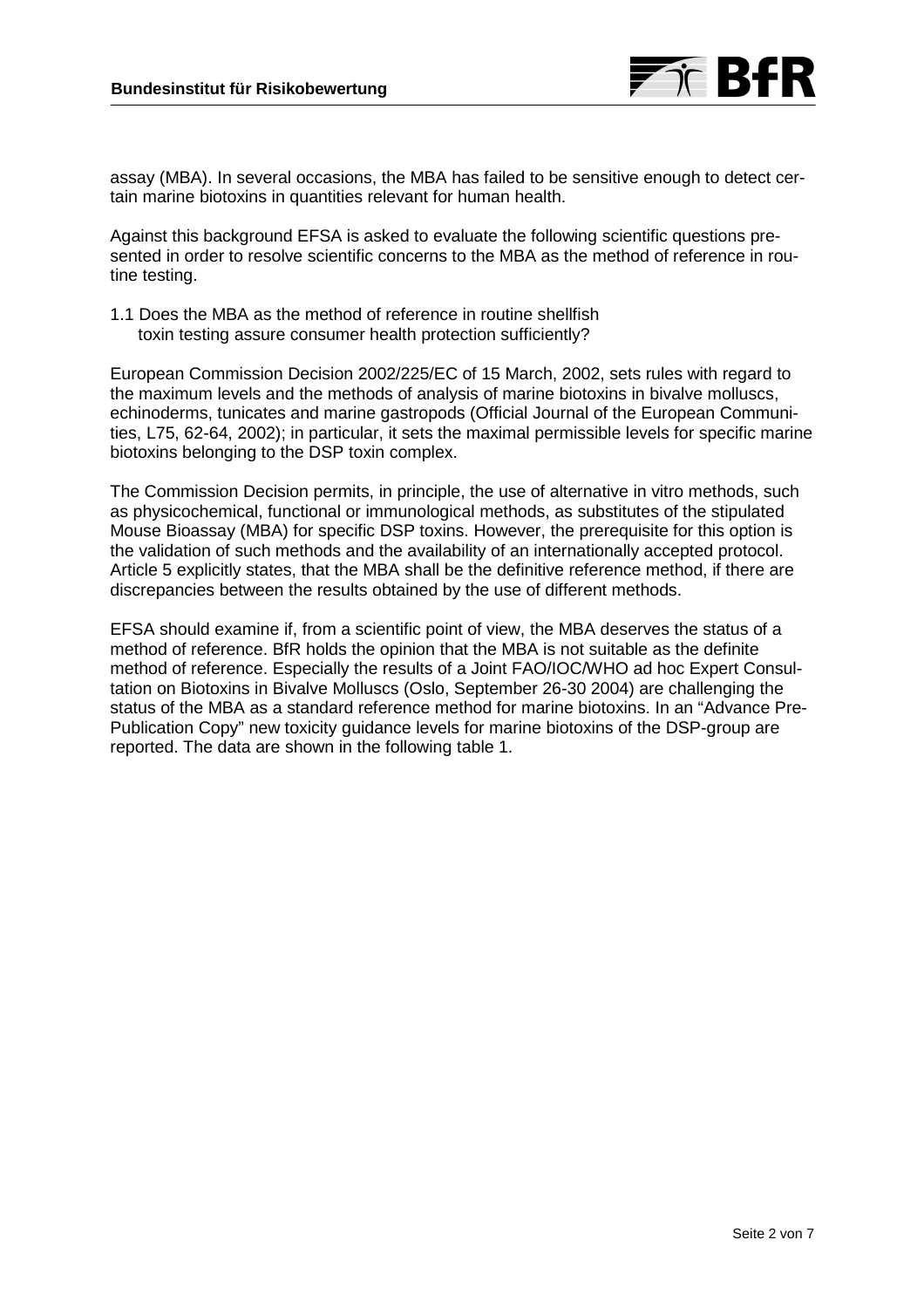assay (MBA). In several occasions, the MBA has failed to be sensitive enough to detect certain marine biotoxins in quantities relevant for human health.

Against this background EFSA is asked to evaluate the following scientific questions presented in order to resolve scientific concerns to the MBA as the method of reference in routine testing.

1.1 Does the MBA as the method of reference in routine shellfish toxin testing assure consumer health protection sufficiently?

European Commission Decision 2002/225/EC of 15 March, 2002, sets rules with regard to the maximum levels and the methods of analysis of marine biotoxins in bivalve molluscs, echinoderms, tunicates and marine gastropods (Official Journal of the European Communities, L75, 62-64, 2002); in particular, it sets the maximal permissible levels for specific marine biotoxins belonging to the DSP toxin complex.

The Commission Decision permits, in principle, the use of alternative in vitro methods, such as physicochemical, functional or immunological methods, as substitutes of the stipulated Mouse Bioassay (MBA) for specific DSP toxins. However, the prerequisite for this option is the validation of such methods and the availability of an internationally accepted protocol. Article 5 explicitly states, that the MBA shall be the definitive reference method, if there are discrepancies between the results obtained by the use of different methods.

EFSA should examine if, from a scientific point of view, the MBA deserves the status of a method of reference. BfR holds the opinion that the MBA is not suitable as the definite method of reference. Especially the results of a Joint FAO/IOC/WHO ad hoc Expert Consultation on Biotoxins in Bivalve Molluscs (Oslo, September 26-30 2004) are challenging the status of the MBA as a standard reference method for marine biotoxins. In an "Advance Pre-Publication Copy" new toxicity guidance levels for marine biotoxins of the DSP-group are reported. The data are shown in the following table 1.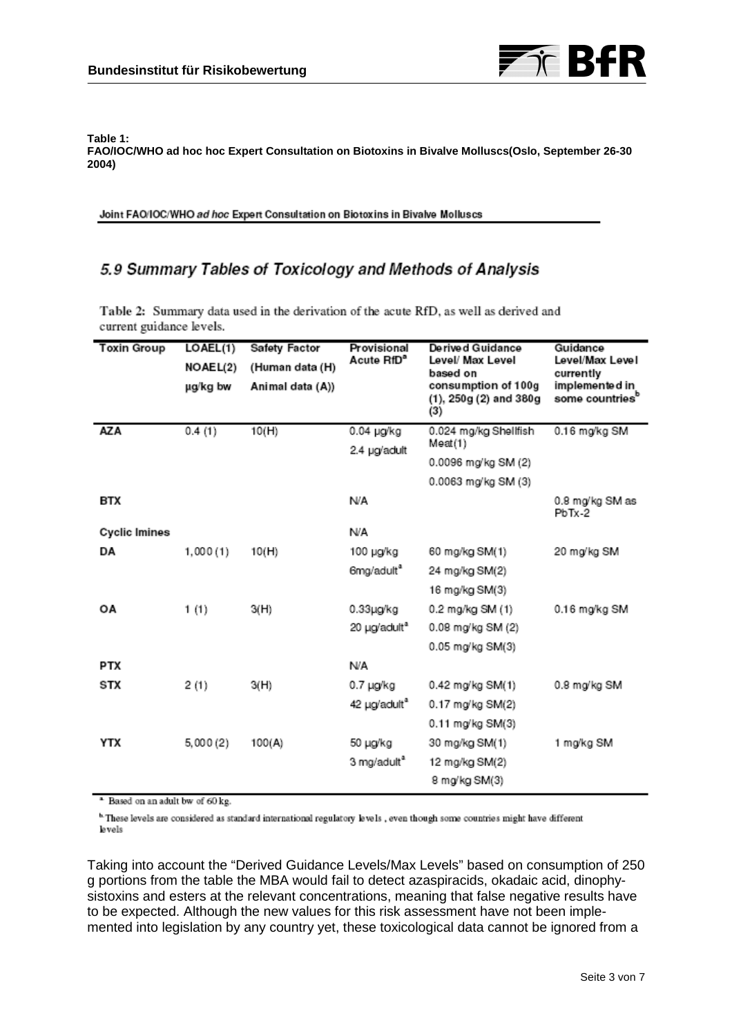**Table 1:**
**FAO/IOC/WHO ad hoc hoc Expert Consultation on Biotoxins in Bivalve Molluscs(Oslo, September 26-30 2004)**

Joint FAO/IOC/WHO *ad hoc* Expert Consultation on Biotoxins in Bivalve Molluscs

## 5.9 Summary Tables of Toxicology and Methods of Analysis

Table 2: Summary data used in the derivation of the acute RfD, as well as derived and current guidance levels.

| Toxin Group | LOAEL(1) NOAEL(2) µg/kg bw | Safety Factor (Human data (H) Animal data (A)) | Provisional Acute RfD[a] | Derived Guidance Level/ Max Level based on consumption of 100g (1), 250g (2) and 380g (3) | Guidance Level/Max Level currently implemented in some countries[b] |
|---|---|---|---|---|---|
| **AZA** | 0.4 (1) | 10(H) | 0.04 µg/kg<br>2.4 µg/adult | 0.024 mg/kg Shellfish Meat(1)<br>0.0096 mg/kg SM (2)<br>0.0063 mg/kg SM (3) | 0.16 mg/kg SM |
| **BTX** | | | N/A | | 0.8 mg/kg SM as PbTx-2 |
| **Cyclic Imines** | | | N/A | | |
| **DA** | 1,000 (1) | 10(H) | 100 µg/kg<br>6mg/adult[a] | 60 mg/kg SM(1)<br>24 mg/kg SM(2)<br>16 mg/kg SM(3) | 20 mg/kg SM |
| **OA** | 1 (1) | 3(H) | 0.33µg/kg<br>20 µg/adult[a] | 0.2 mg/kg SM (1)<br>0.08 mg/kg SM (2)<br>0.05 mg/kg SM(3) | 0.16 mg/kg SM |
| **PTX** | | | N/A | | |
| **STX** | 2 (1) | 3(H) | 0.7 µg/kg<br>42 µg/adult[a] | 0.42 mg/kg SM(1)<br>0.17 mg/kg SM(2)<br>0.11 mg/kg SM(3) | 0.8 mg/kg SM |
| **YTX** | 5,000 (2) | 100(A) | 50 µg/kg<br>3 mg/adult[a] | 30 mg/kg SM(1)<br>12 mg/kg SM(2)<br>8 mg/kg SM(3) | 1 mg/kg SM |

[a] Based on an adult bw of 60 kg.

[b] These levels are considered as standard international regulatory levels , even though some countries might have different levels

Taking into account the "Derived Guidance Levels/Max Levels" based on consumption of 250 g portions from the table the MBA would fail to detect azaspiracids, okadaic acid, dinophysistoxins and esters at the relevant concentrations, meaning that false negative results have to be expected. Although the new values for this risk assessment have not been implemented into legislation by any country yet, these toxicological data cannot be ignored from a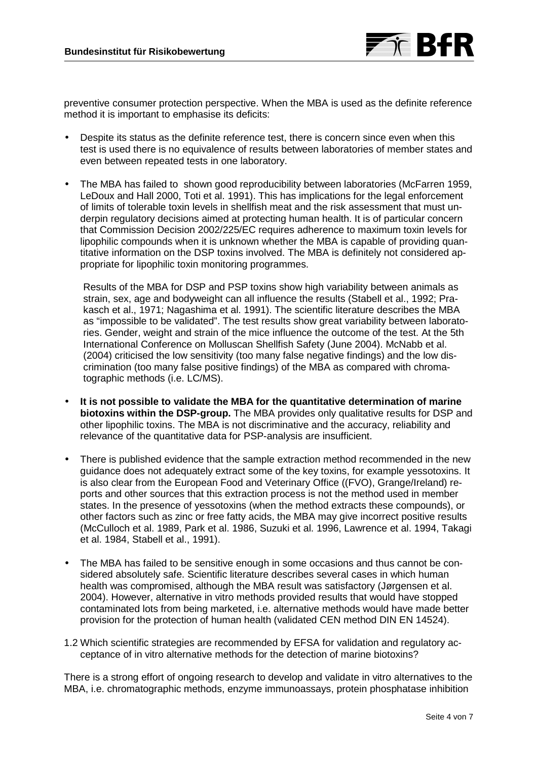preventive consumer protection perspective. When the MBA is used as the definite reference method it is important to emphasise its deficits:

- Despite its status as the definite reference test, there is concern since even when this test is used there is no equivalence of results between laboratories of member states and even between repeated tests in one laboratory.

- The MBA has failed to shown good reproducibility between laboratories (McFarren 1959, LeDoux and Hall 2000, Toti et al. 1991). This has implications for the legal enforcement of limits of tolerable toxin levels in shellfish meat and the risk assessment that must underpin regulatory decisions aimed at protecting human health. It is of particular concern that Commission Decision 2002/225/EC requires adherence to maximum toxin levels for lipophilic compounds when it is unknown whether the MBA is capable of providing quantitative information on the DSP toxins involved. The MBA is definitely not considered appropriate for lipophilic toxin monitoring programmes.

  Results of the MBA for DSP and PSP toxins show high variability between animals as strain, sex, age and bodyweight can all influence the results (Stabell et al., 1992; Prakasch et al., 1971; Nagashima et al. 1991). The scientific literature describes the MBA as "impossible to be validated". The test results show great variability between laboratories. Gender, weight and strain of the mice influence the outcome of the test. At the 5th International Conference on Molluscan Shellfish Safety (June 2004). McNabb et al. (2004) criticised the low sensitivity (too many false negative findings) and the low discrimination (too many false positive findings) of the MBA as compared with chromatographic methods (i.e. LC/MS).

- **It is not possible to validate the MBA for the quantitative determination of marine biotoxins within the DSP-group.** The MBA provides only qualitative results for DSP and other lipophilic toxins. The MBA is not discriminative and the accuracy, reliability and relevance of the quantitative data for PSP-analysis are insufficient.

- There is published evidence that the sample extraction method recommended in the new guidance does not adequately extract some of the key toxins, for example yessotoxins. It is also clear from the European Food and Veterinary Office ((FVO), Grange/Ireland) reports and other sources that this extraction process is not the method used in member states. In the presence of yessotoxins (when the method extracts these compounds), or other factors such as zinc or free fatty acids, the MBA may give incorrect positive results (McCulloch et al. 1989, Park et al. 1986, Suzuki et al. 1996, Lawrence et al. 1994, Takagi et al. 1984, Stabell et al., 1991).

- The MBA has failed to be sensitive enough in some occasions and thus cannot be considered absolutely safe. Scientific literature describes several cases in which human health was compromised, although the MBA result was satisfactory (Jørgensen et al. 2004). However, alternative in vitro methods provided results that would have stopped contaminated lots from being marketed, i.e. alternative methods would have made better provision for the protection of human health (validated CEN method DIN EN 14524).

1.2 Which scientific strategies are recommended by EFSA for validation and regulatory acceptance of in vitro alternative methods for the detection of marine biotoxins?

There is a strong effort of ongoing research to develop and validate in vitro alternatives to the MBA, i.e. chromatographic methods, enzyme immunoassays, protein phosphatase inhibition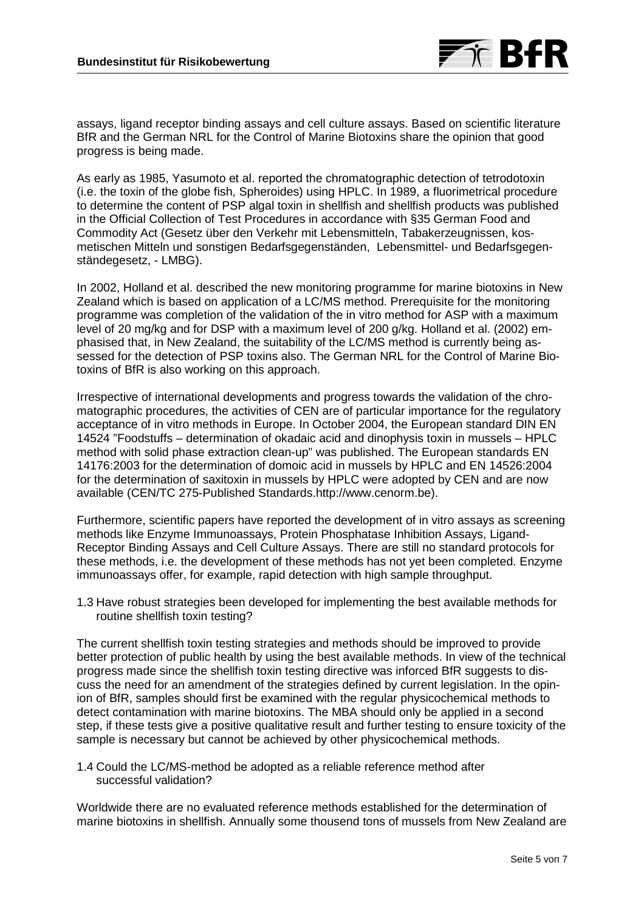assays, ligand receptor binding assays and cell culture assays. Based on scientific literature BfR and the German NRL for the Control of Marine Biotoxins share the opinion that good progress is being made.

As early as 1985, Yasumoto et al. reported the chromatographic detection of tetrodotoxin (i.e. the toxin of the globe fish, Spheroides) using HPLC. In 1989, a fluorimetrical procedure to determine the content of PSP algal toxin in shellfish and shellfish products was published in the Official Collection of Test Procedures in accordance with §35 German Food and Commodity Act (Gesetz über den Verkehr mit Lebensmitteln, Tabakerzeugnissen, kosmetischen Mitteln und sonstigen Bedarfsgegenständen, Lebensmittel- und Bedarfsgegenständegesetz, - LMBG).

In 2002, Holland et al. described the new monitoring programme for marine biotoxins in New Zealand which is based on application of a LC/MS method. Prerequisite for the monitoring programme was completion of the validation of the in vitro method for ASP with a maximum level of 20 mg/kg and for DSP with a maximum level of 200 g/kg. Holland et al. (2002) emphasised that, in New Zealand, the suitability of the LC/MS method is currently being assessed for the detection of PSP toxins also. The German NRL for the Control of Marine Biotoxins of BfR is also working on this approach.

Irrespective of international developments and progress towards the validation of the chromatographic procedures, the activities of CEN are of particular importance for the regulatory acceptance of in vitro methods in Europe. In October 2004, the European standard DIN EN 14524 "Foodstuffs – determination of okadaic acid and dinophysis toxin in mussels – HPLC method with solid phase extraction clean-up" was published. The European standards EN 14176:2003 for the determination of domoic acid in mussels by HPLC and EN 14526:2004 for the determination of saxitoxin in mussels by HPLC were adopted by CEN and are now available (CEN/TC 275-Published Standards.http://www.cenorm.be).

Furthermore, scientific papers have reported the development of in vitro assays as screening methods like Enzyme Immunoassays, Protein Phosphatase Inhibition Assays, Ligand-Receptor Binding Assays and Cell Culture Assays. There are still no standard protocols for these methods, i.e. the development of these methods has not yet been completed. Enzyme immunoassays offer, for example, rapid detection with high sample throughput.

1.3 Have robust strategies been developed for implementing the best available methods for routine shellfish toxin testing?

The current shellfish toxin testing strategies and methods should be improved to provide better protection of public health by using the best available methods. In view of the technical progress made since the shellfish toxin testing directive was inforced BfR suggests to discuss the need for an amendment of the strategies defined by current legislation. In the opinion of BfR, samples should first be examined with the regular physicochemical methods to detect contamination with marine biotoxins. The MBA should only be applied in a second step, if these tests give a positive qualitative result and further testing to ensure toxicity of the sample is necessary but cannot be achieved by other physicochemical methods.

1.4 Could the LC/MS-method be adopted as a reliable reference method after successful validation?

Worldwide there are no evaluated reference methods established for the determination of marine biotoxins in shellfish. Annually some thousend tons of mussels from New Zealand are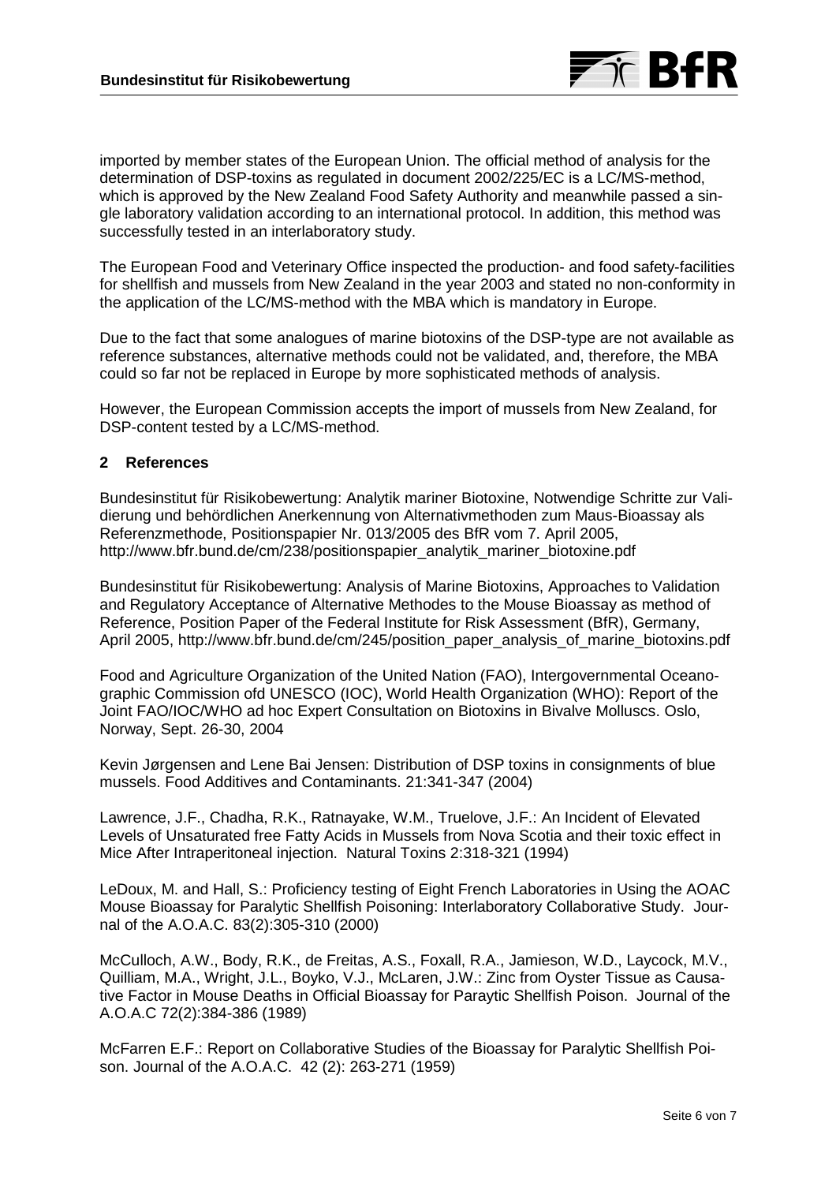imported by member states of the European Union. The official method of analysis for the determination of DSP-toxins as regulated in document 2002/225/EC is a LC/MS-method, which is approved by the New Zealand Food Safety Authority and meanwhile passed a single laboratory validation according to an international protocol. In addition, this method was successfully tested in an interlaboratory study.

The European Food and Veterinary Office inspected the production- and food safety-facilities for shellfish and mussels from New Zealand in the year 2003 and stated no non-conformity in the application of the LC/MS-method with the MBA which is mandatory in Europe.

Due to the fact that some analogues of marine biotoxins of the DSP-type are not available as reference substances, alternative methods could not be validated, and, therefore, the MBA could so far not be replaced in Europe by more sophisticated methods of analysis.

However, the European Commission accepts the import of mussels from New Zealand, for DSP-content tested by a LC/MS-method.

## 2 References

Bundesinstitut für Risikobewertung: Analytik mariner Biotoxine, Notwendige Schritte zur Validierung und behördlichen Anerkennung von Alternativmethoden zum Maus-Bioassay als Referenzmethode, Positionspapier Nr. 013/2005 des BfR vom 7. April 2005, http://www.bfr.bund.de/cm/238/positionspapier_analytik_mariner_biotoxine.pdf

Bundesinstitut für Risikobewertung: Analysis of Marine Biotoxins, Approaches to Validation and Regulatory Acceptance of Alternative Methodes to the Mouse Bioassay as method of Reference, Position Paper of the Federal Institute for Risk Assessment (BfR), Germany, April 2005, http://www.bfr.bund.de/cm/245/position_paper_analysis_of_marine_biotoxins.pdf

Food and Agriculture Organization of the United Nation (FAO), Intergovernmental Oceanographic Commission ofd UNESCO (IOC), World Health Organization (WHO): Report of the Joint FAO/IOC/WHO ad hoc Expert Consultation on Biotoxins in Bivalve Molluscs. Oslo, Norway, Sept. 26-30, 2004

Kevin Jørgensen and Lene Bai Jensen: Distribution of DSP toxins in consignments of blue mussels. Food Additives and Contaminants. 21:341-347 (2004)

Lawrence, J.F., Chadha, R.K., Ratnayake, W.M., Truelove, J.F.: An Incident of Elevated Levels of Unsaturated free Fatty Acids in Mussels from Nova Scotia and their toxic effect in Mice After Intraperitoneal injection. Natural Toxins 2:318-321 (1994)

LeDoux, M. and Hall, S.: Proficiency testing of Eight French Laboratories in Using the AOAC Mouse Bioassay for Paralytic Shellfish Poisoning: Interlaboratory Collaborative Study. Journal of the A.O.A.C. 83(2):305-310 (2000)

McCulloch, A.W., Body, R.K., de Freitas, A.S., Foxall, R.A., Jamieson, W.D., Laycock, M.V., Quilliam, M.A., Wright, J.L., Boyko, V.J., McLaren, J.W.: Zinc from Oyster Tissue as Causative Factor in Mouse Deaths in Official Bioassay for Paraytic Shellfish Poison. Journal of the A.O.A.C 72(2):384-386 (1989)

McFarren E.F.: Report on Collaborative Studies of the Bioassay for Paralytic Shellfish Poison. Journal of the A.O.A.C. 42 (2): 263-271 (1959)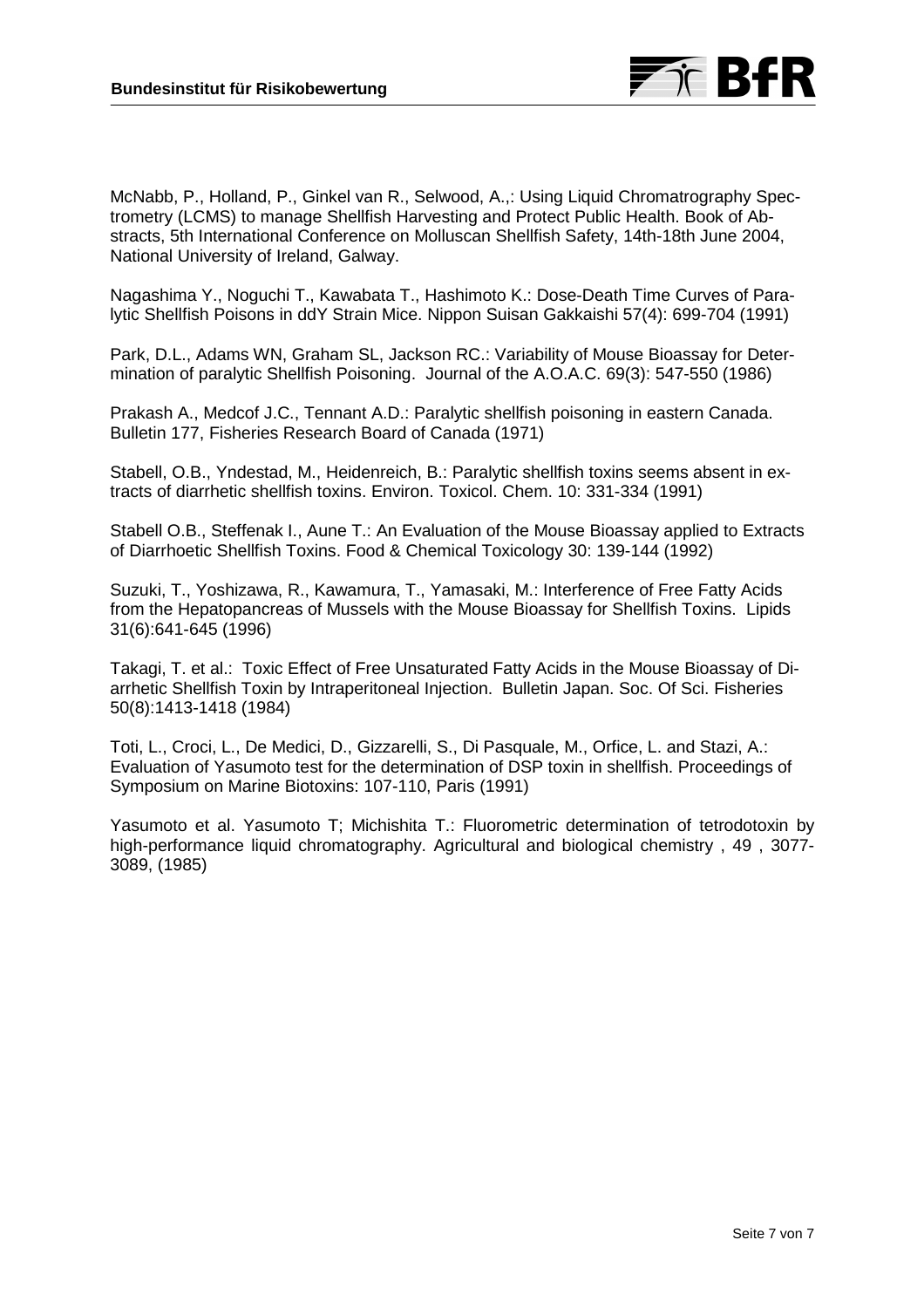McNabb, P., Holland, P., Ginkel van R., Selwood, A.,: Using Liquid Chromatrography Spectrometry (LCMS) to manage Shellfish Harvesting and Protect Public Health. Book of Abstracts, 5th International Conference on Molluscan Shellfish Safety, 14th-18th June 2004, National University of Ireland, Galway.

Nagashima Y., Noguchi T., Kawabata T., Hashimoto K.: Dose-Death Time Curves of Paralytic Shellfish Poisons in ddY Strain Mice. Nippon Suisan Gakkaishi 57(4): 699-704 (1991)

Park, D.L., Adams WN, Graham SL, Jackson RC.: Variability of Mouse Bioassay for Determination of paralytic Shellfish Poisoning. Journal of the A.O.A.C. 69(3): 547-550 (1986)

Prakash A., Medcof J.C., Tennant A.D.: Paralytic shellfish poisoning in eastern Canada. Bulletin 177, Fisheries Research Board of Canada (1971)

Stabell, O.B., Yndestad, M., Heidenreich, B.: Paralytic shellfish toxins seems absent in extracts of diarrhetic shellfish toxins. Environ. Toxicol. Chem. 10: 331-334 (1991)

Stabell O.B., Steffenak I., Aune T.: An Evaluation of the Mouse Bioassay applied to Extracts of Diarrhoetic Shellfish Toxins. Food & Chemical Toxicology 30: 139-144 (1992)

Suzuki, T., Yoshizawa, R., Kawamura, T., Yamasaki, M.: Interference of Free Fatty Acids from the Hepatopancreas of Mussels with the Mouse Bioassay for Shellfish Toxins. Lipids 31(6):641-645 (1996)

Takagi, T. et al.: Toxic Effect of Free Unsaturated Fatty Acids in the Mouse Bioassay of Diarrhetic Shellfish Toxin by Intraperitoneal Injection. Bulletin Japan. Soc. Of Sci. Fisheries 50(8):1413-1418 (1984)

Toti, L., Croci, L., De Medici, D., Gizzarelli, S., Di Pasquale, M., Orfice, L. and Stazi, A.: Evaluation of Yasumoto test for the determination of DSP toxin in shellfish. Proceedings of Symposium on Marine Biotoxins: 107-110, Paris (1991)

Yasumoto et al. Yasumoto T; Michishita T.: Fluorometric determination of tetrodotoxin by high-performance liquid chromatography. Agricultural and biological chemistry , 49 , 3077-3089, (1985)